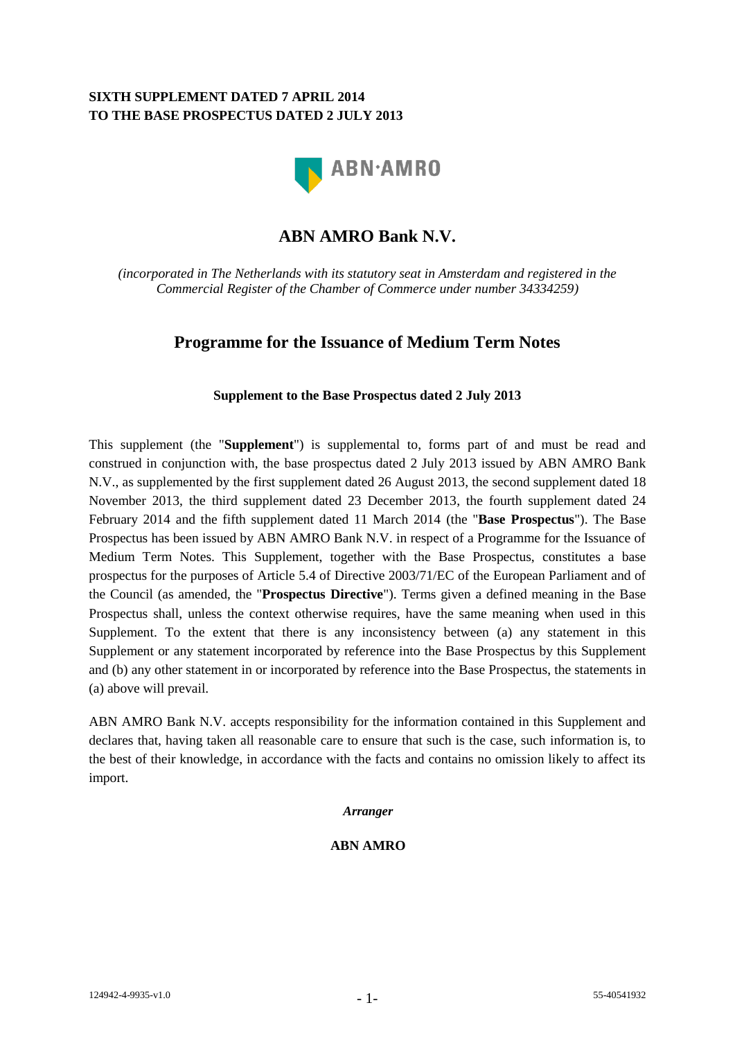**SIXTH SUPPLEMENT DATED 7 APRIL 2014**
**TO THE BASE PROSPECTUS DATED 2 JULY 2013**

# ABN AMRO Bank N.V.

*(incorporated in The Netherlands with its statutory seat in Amsterdam and registered in the Commercial Register of the Chamber of Commerce under number 34334259)*

## Programme for the Issuance of Medium Term Notes

**Supplement to the Base Prospectus dated 2 July 2013**

This supplement (the "**Supplement**") is supplemental to, forms part of and must be read and construed in conjunction with, the base prospectus dated 2 July 2013 issued by ABN AMRO Bank N.V., as supplemented by the first supplement dated 26 August 2013, the second supplement dated 18 November 2013, the third supplement dated 23 December 2013, the fourth supplement dated 24 February 2014 and the fifth supplement dated 11 March 2014 (the "**Base Prospectus**"). The Base Prospectus has been issued by ABN AMRO Bank N.V. in respect of a Programme for the Issuance of Medium Term Notes. This Supplement, together with the Base Prospectus, constitutes a base prospectus for the purposes of Article 5.4 of Directive 2003/71/EC of the European Parliament and of the Council (as amended, the "**Prospectus Directive**"). Terms given a defined meaning in the Base Prospectus shall, unless the context otherwise requires, have the same meaning when used in this Supplement. To the extent that there is any inconsistency between (a) any statement in this Supplement or any statement incorporated by reference into the Base Prospectus by this Supplement and (b) any other statement in or incorporated by reference into the Base Prospectus, the statements in (a) above will prevail.

ABN AMRO Bank N.V. accepts responsibility for the information contained in this Supplement and declares that, having taken all reasonable care to ensure that such is the case, such information is, to the best of their knowledge, in accordance with the facts and contains no omission likely to affect its import.

***Arranger***

**ABN AMRO**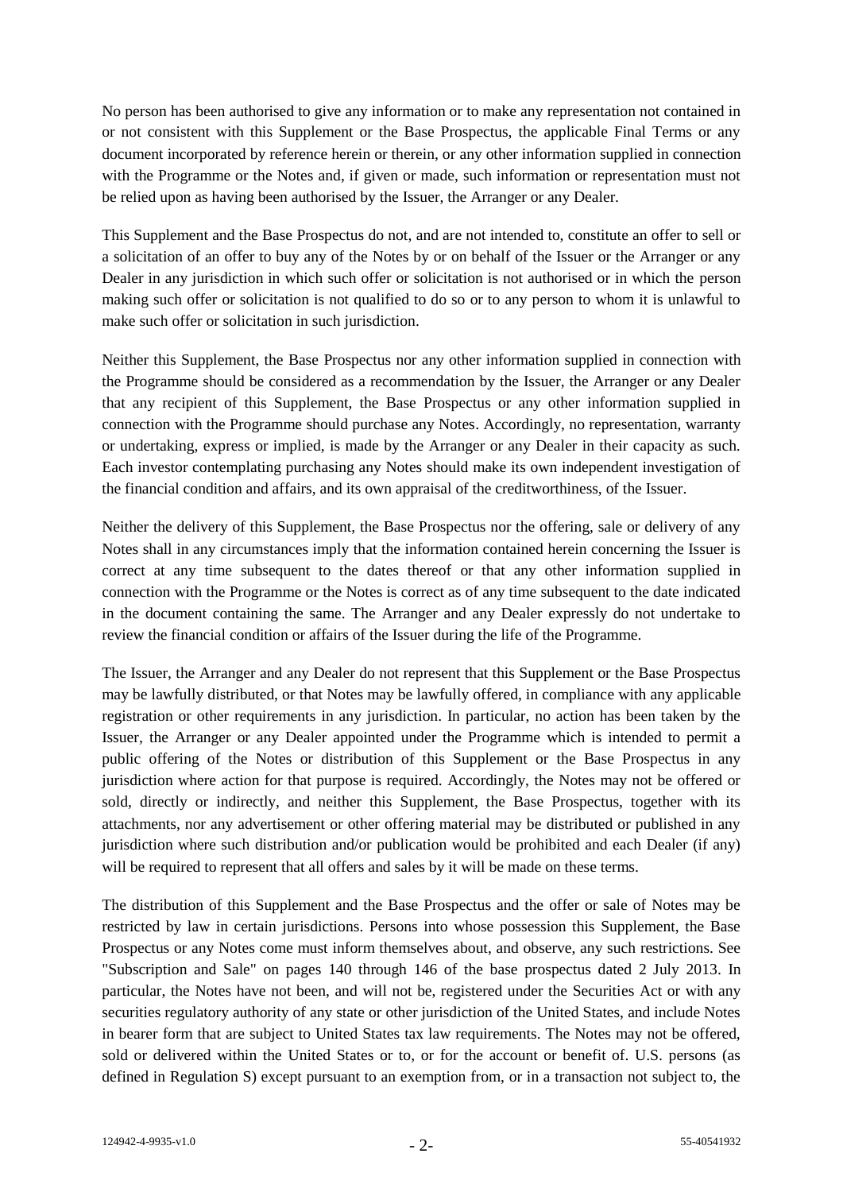No person has been authorised to give any information or to make any representation not contained in or not consistent with this Supplement or the Base Prospectus, the applicable Final Terms or any document incorporated by reference herein or therein, or any other information supplied in connection with the Programme or the Notes and, if given or made, such information or representation must not be relied upon as having been authorised by the Issuer, the Arranger or any Dealer.

This Supplement and the Base Prospectus do not, and are not intended to, constitute an offer to sell or a solicitation of an offer to buy any of the Notes by or on behalf of the Issuer or the Arranger or any Dealer in any jurisdiction in which such offer or solicitation is not authorised or in which the person making such offer or solicitation is not qualified to do so or to any person to whom it is unlawful to make such offer or solicitation in such jurisdiction.

Neither this Supplement, the Base Prospectus nor any other information supplied in connection with the Programme should be considered as a recommendation by the Issuer, the Arranger or any Dealer that any recipient of this Supplement, the Base Prospectus or any other information supplied in connection with the Programme should purchase any Notes. Accordingly, no representation, warranty or undertaking, express or implied, is made by the Arranger or any Dealer in their capacity as such. Each investor contemplating purchasing any Notes should make its own independent investigation of the financial condition and affairs, and its own appraisal of the creditworthiness, of the Issuer.

Neither the delivery of this Supplement, the Base Prospectus nor the offering, sale or delivery of any Notes shall in any circumstances imply that the information contained herein concerning the Issuer is correct at any time subsequent to the dates thereof or that any other information supplied in connection with the Programme or the Notes is correct as of any time subsequent to the date indicated in the document containing the same. The Arranger and any Dealer expressly do not undertake to review the financial condition or affairs of the Issuer during the life of the Programme.

The Issuer, the Arranger and any Dealer do not represent that this Supplement or the Base Prospectus may be lawfully distributed, or that Notes may be lawfully offered, in compliance with any applicable registration or other requirements in any jurisdiction. In particular, no action has been taken by the Issuer, the Arranger or any Dealer appointed under the Programme which is intended to permit a public offering of the Notes or distribution of this Supplement or the Base Prospectus in any jurisdiction where action for that purpose is required. Accordingly, the Notes may not be offered or sold, directly or indirectly, and neither this Supplement, the Base Prospectus, together with its attachments, nor any advertisement or other offering material may be distributed or published in any jurisdiction where such distribution and/or publication would be prohibited and each Dealer (if any) will be required to represent that all offers and sales by it will be made on these terms.

The distribution of this Supplement and the Base Prospectus and the offer or sale of Notes may be restricted by law in certain jurisdictions. Persons into whose possession this Supplement, the Base Prospectus or any Notes come must inform themselves about, and observe, any such restrictions. See "Subscription and Sale" on pages 140 through 146 of the base prospectus dated 2 July 2013. In particular, the Notes have not been, and will not be, registered under the Securities Act or with any securities regulatory authority of any state or other jurisdiction of the United States, and include Notes in bearer form that are subject to United States tax law requirements. The Notes may not be offered, sold or delivered within the United States or to, or for the account or benefit of. U.S. persons (as defined in Regulation S) except pursuant to an exemption from, or in a transaction not subject to, the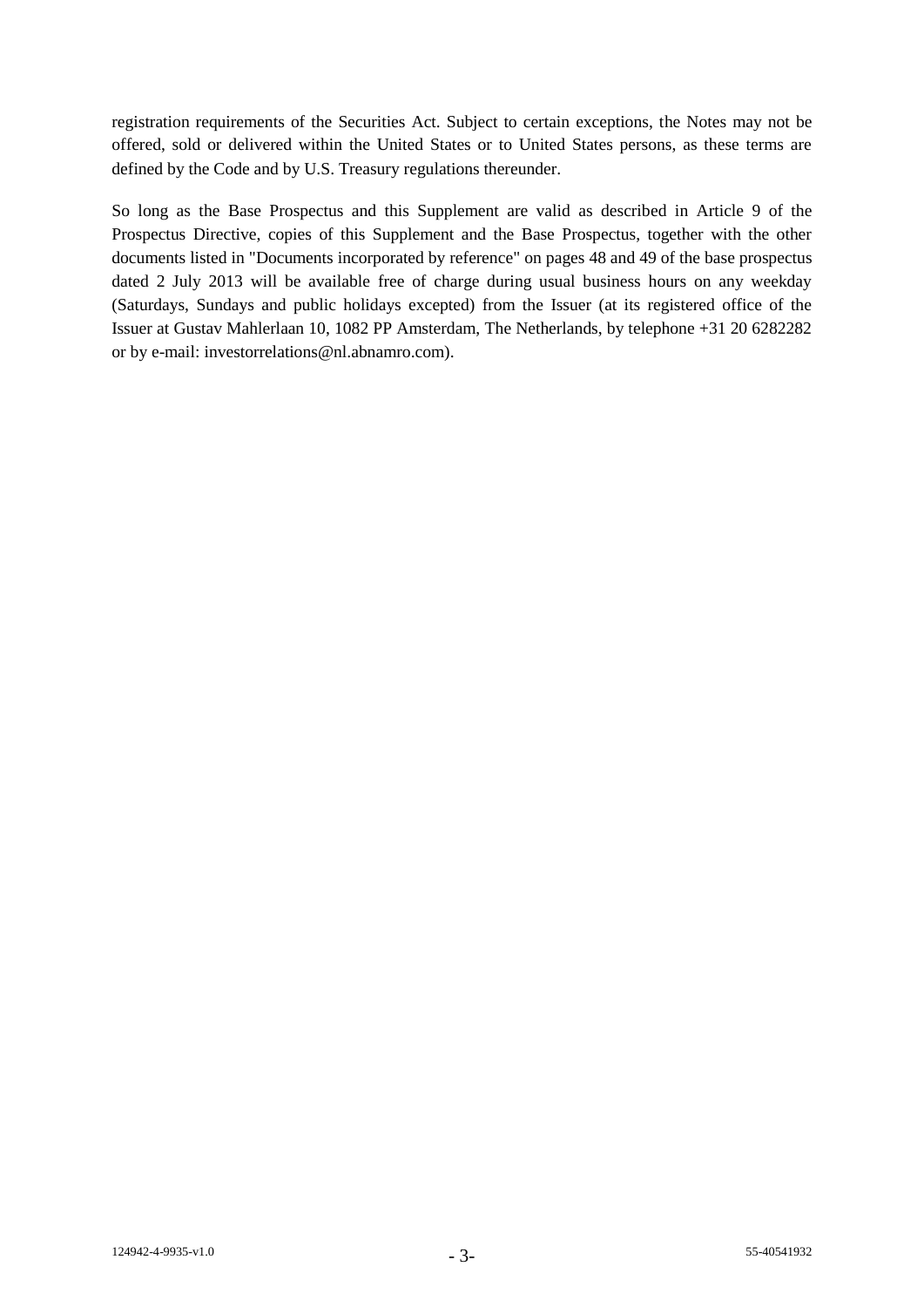registration requirements of the Securities Act. Subject to certain exceptions, the Notes may not be offered, sold or delivered within the United States or to United States persons, as these terms are defined by the Code and by U.S. Treasury regulations thereunder.

So long as the Base Prospectus and this Supplement are valid as described in Article 9 of the Prospectus Directive, copies of this Supplement and the Base Prospectus, together with the other documents listed in "Documents incorporated by reference" on pages 48 and 49 of the base prospectus dated 2 July 2013 will be available free of charge during usual business hours on any weekday (Saturdays, Sundays and public holidays excepted) from the Issuer (at its registered office of the Issuer at Gustav Mahlerlaan 10, 1082 PP Amsterdam, The Netherlands, by telephone +31 20 6282282 or by e-mail: investorrelations@nl.abnamro.com).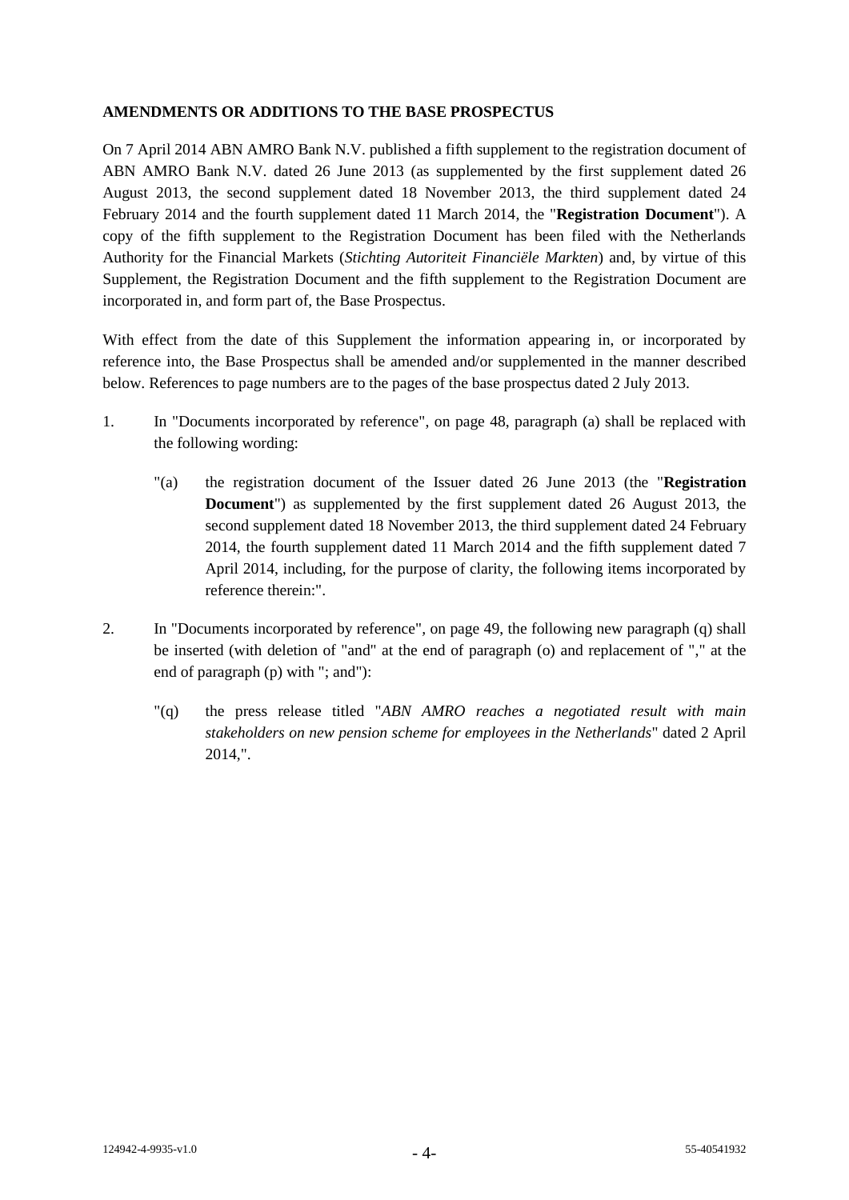**AMENDMENTS OR ADDITIONS TO THE BASE PROSPECTUS**

On 7 April 2014 ABN AMRO Bank N.V. published a fifth supplement to the registration document of ABN AMRO Bank N.V. dated 26 June 2013 (as supplemented by the first supplement dated 26 August 2013, the second supplement dated 18 November 2013, the third supplement dated 24 February 2014 and the fourth supplement dated 11 March 2014, the "**Registration Document**"). A copy of the fifth supplement to the Registration Document has been filed with the Netherlands Authority for the Financial Markets (*Stichting Autoriteit Financiële Markten*) and, by virtue of this Supplement, the Registration Document and the fifth supplement to the Registration Document are incorporated in, and form part of, the Base Prospectus.

With effect from the date of this Supplement the information appearing in, or incorporated by reference into, the Base Prospectus shall be amended and/or supplemented in the manner described below. References to page numbers are to the pages of the base prospectus dated 2 July 2013.

1. In "Documents incorporated by reference", on page 48, paragraph (a) shall be replaced with the following wording:

   "(a) the registration document of the Issuer dated 26 June 2013 (the "**Registration Document**") as supplemented by the first supplement dated 26 August 2013, the second supplement dated 18 November 2013, the third supplement dated 24 February 2014, the fourth supplement dated 11 March 2014 and the fifth supplement dated 7 April 2014, including, for the purpose of clarity, the following items incorporated by reference therein:".

2. In "Documents incorporated by reference", on page 49, the following new paragraph (q) shall be inserted (with deletion of "and" at the end of paragraph (o) and replacement of "," at the end of paragraph (p) with "; and"):

   "(q) the press release titled "*ABN AMRO reaches a negotiated result with main stakeholders on new pension scheme for employees in the Netherlands*" dated 2 April 2014,".